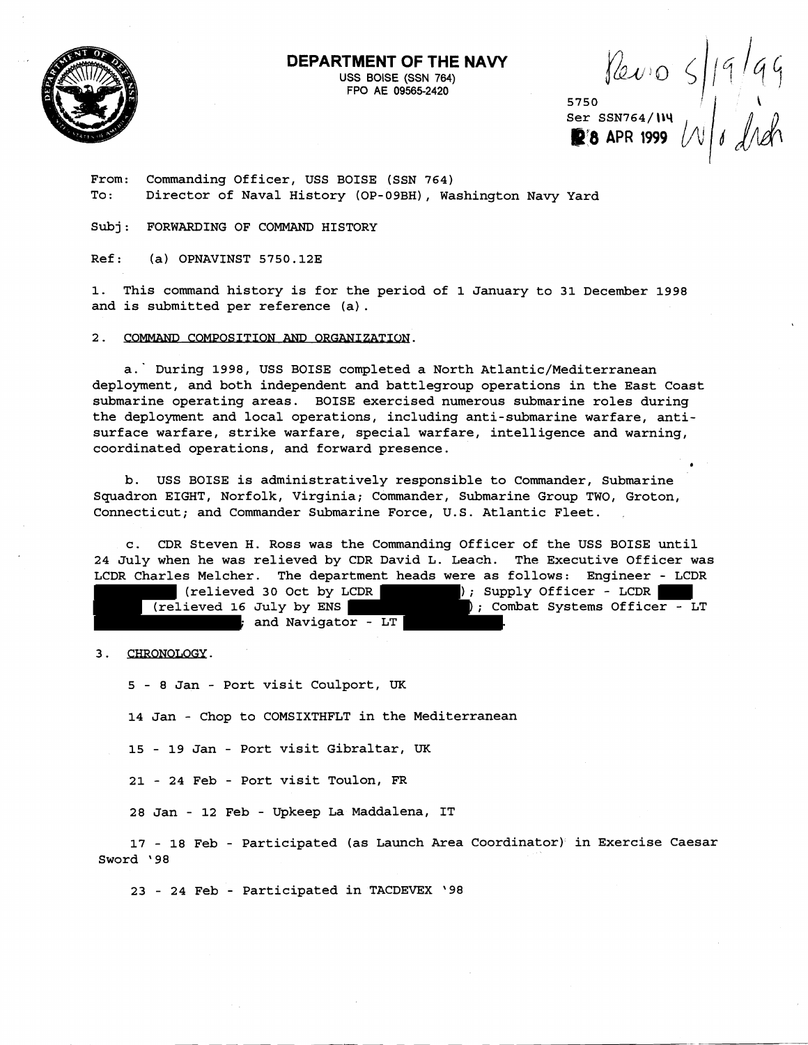**DEPARTMENT OF THE NAVY**
USS BOISE (SSN 764)
FPO AE 09565-2420

Revd 5/19/99

5750
Ser SSN764/114
28 APR 1999
W/o Ench

From: Commanding Officer, USS BOISE (SSN 764)
To: Director of Naval History (OP-09BH), Washington Navy Yard

Subj: FORWARDING OF COMMAND HISTORY

Ref: (a) OPNAVINST 5750.12E

1. This command history is for the period of 1 January to 31 December 1998 and is submitted per reference (a).

2. COMMAND COMPOSITION AND ORGANIZATION.

a. During 1998, USS BOISE completed a North Atlantic/Mediterranean deployment, and both independent and battlegroup operations in the East Coast submarine operating areas. BOISE exercised numerous submarine roles during the deployment and local operations, including anti-submarine warfare, anti-surface warfare, strike warfare, special warfare, intelligence and warning, coordinated operations, and forward presence.

b. USS BOISE is administratively responsible to Commander, Submarine Squadron EIGHT, Norfolk, Virginia; Commander, Submarine Group TWO, Groton, Connecticut; and Commander Submarine Force, U.S. Atlantic Fleet.

c. CDR Steven H. Ross was the Commanding Officer of the USS BOISE until 24 July when he was relieved by CDR David L. Leach. The Executive Officer was LCDR Charles Melcher. The department heads were as follows: Engineer - LCDR ████ (relieved 30 Oct by LCDR ████); Supply Officer - LCDR ████ (relieved 16 July by ENS ████); Combat Systems Officer - LT ████; and Navigator - LT ████.

3. CHRONOLOGY.

5 - 8 Jan - Port visit Coulport, UK

14 Jan - Chop to COMSIXTHFLT in the Mediterranean

15 - 19 Jan - Port visit Gibraltar, UK

21 - 24 Feb - Port visit Toulon, FR

28 Jan - 12 Feb - Upkeep La Maddalena, IT

17 - 18 Feb - Participated (as Launch Area Coordinator) in Exercise Caesar Sword '98

23 - 24 Feb - Participated in TACDEVEX '98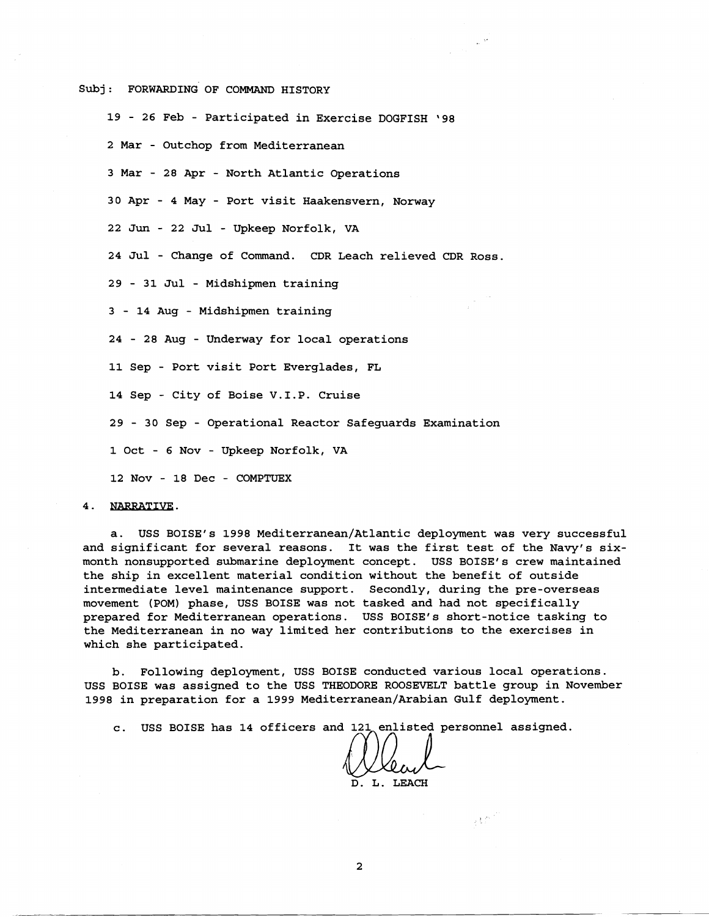Subj: FORWARDING OF COMMAND HISTORY

19 - 26 Feb - Participated in Exercise DOGFISH '98

2 Mar - Outchop from Mediterranean

3 Mar - 28 Apr - North Atlantic Operations

30 Apr - 4 May - Port visit Haakensvern, Norway

22 Jun - 22 Jul - Upkeep Norfolk, VA

24 Jul - Change of Command. CDR Leach relieved CDR Ross.

29 - 31 Jul - Midshipmen training

3 - 14 Aug - Midshipmen training

24 - 28 Aug - Underway for local operations

11 Sep - Port visit Port Everglades, FL

14 Sep - City of Boise V.I.P. Cruise

29 - 30 Sep - Operational Reactor Safeguards Examination

1 Oct - 6 Nov - Upkeep Norfolk, VA

12 Nov - 18 Dec - COMPTUEX

4. NARRATIVE.

a. USS BOISE's 1998 Mediterranean/Atlantic deployment was very successful and significant for several reasons. It was the first test of the Navy's six-month nonsupported submarine deployment concept. USS BOISE's crew maintained the ship in excellent material condition without the benefit of outside intermediate level maintenance support. Secondly, during the pre-overseas movement (POM) phase, USS BOISE was not tasked and had not specifically prepared for Mediterranean operations. USS BOISE's short-notice tasking to the Mediterranean in no way limited her contributions to the exercises in which she participated.

b. Following deployment, USS BOISE conducted various local operations. USS BOISE was assigned to the USS THEODORE ROOSEVELT battle group in November 1998 in preparation for a 1999 Mediterranean/Arabian Gulf deployment.

c. USS BOISE has 14 officers and 121 enlisted personnel assigned.

D. L. LEACH